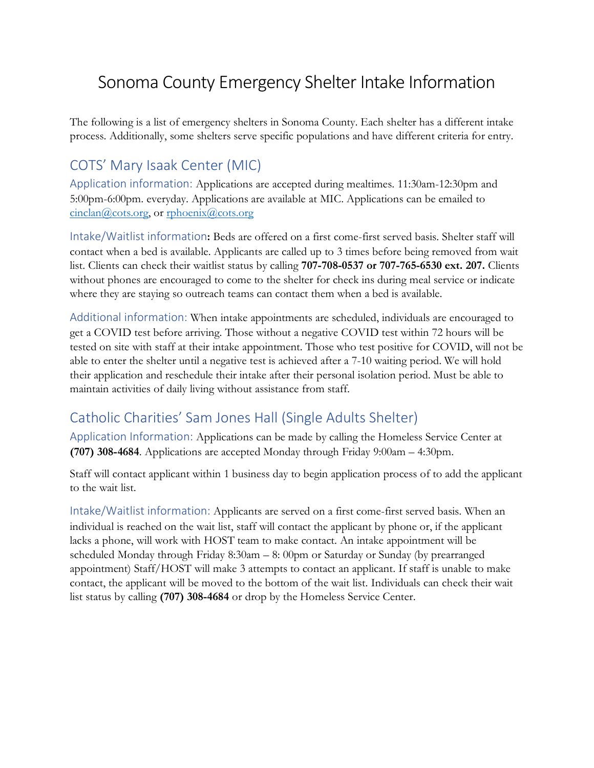# Sonoma County Emergency Shelter Intake Information

The following is a list of emergency shelters in Sonoma County. Each shelter has a different intake process. Additionally, some shelters serve specific populations and have different criteria for entry.

## COTS' Mary Isaak Center (MIC)

Application information: Applications are accepted during mealtimes. 11:30am-12:30pm and 5:00pm-6:00pm. everyday. Applications are available at MIC. Applications can be emailed to [cinclan@cots.org](mailto:cinclan@cots.org), or [rphoenix@cots.org](mailto:rphoenix@cots.org)

Intake/Waitlist information**:** Beds are offered on a first come-first served basis. Shelter staff will contact when a bed is available. Applicants are called up to 3 times before being removed from wait list. Clients can check their waitlist status by calling **707-708-0537 or 707-765-6530 ext. 207.** Clients without phones are encouraged to come to the shelter for check ins during meal service or indicate where they are staying so outreach teams can contact them when a bed is available.

Additional information: When intake appointments are scheduled, individuals are encouraged to get a COVID test before arriving. Those without a negative COVID test within 72 hours will be tested on site with staff at their intake appointment. Those who test positive for COVID, will not be able to enter the shelter until a negative test is achieved after a 7-10 waiting period. We will hold their application and reschedule their intake after their personal isolation period. Must be able to maintain activities of daily living without assistance from staff.

## Catholic Charities' Sam Jones Hall (Single Adults Shelter)

Application Information: Applications can be made by calling the Homeless Service Center at **(707) 308-4684**. Applications are accepted Monday through Friday 9:00am – 4:30pm.

Staff will contact applicant within 1 business day to begin application process of to add the applicant to the wait list.

Intake/Waitlist information: Applicants are served on a first come-first served basis. When an individual is reached on the wait list, staff will contact the applicant by phone or, if the applicant lacks a phone, will work with HOST team to make contact. An intake appointment will be scheduled Monday through Friday 8:30am – 8: 00pm or Saturday or Sunday (by prearranged appointment) Staff/HOST will make 3 attempts to contact an applicant. If staff is unable to make contact, the applicant will be moved to the bottom of the wait list. Individuals can check their wait list status by calling **(707) 308-4684** or drop by the Homeless Service Center.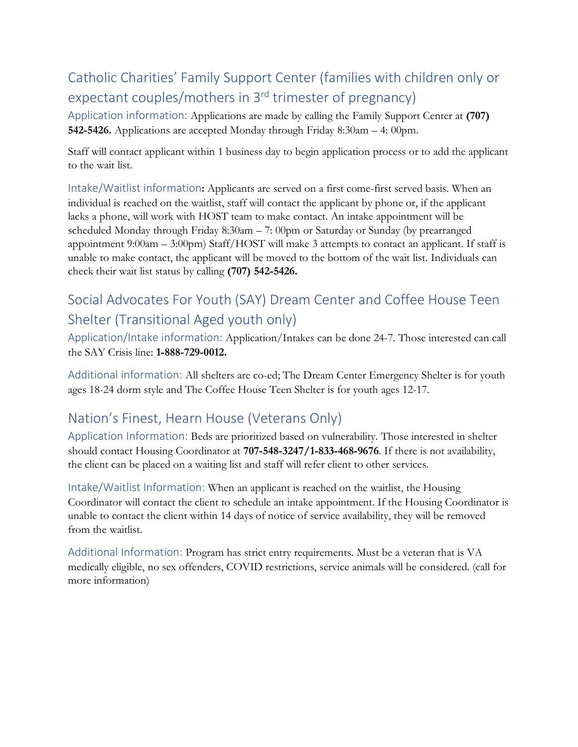## Catholic Charities' Family Support Center (families with children only or expectant couples/mothers in 3rd trimester of pregnancy)

Application information: Applications are made by calling the Family Support Center at **(707) 542-5426.** Applications are accepted Monday through Friday 8:30am – 4: 00pm.

Staff will contact applicant within 1 business day to begin application process or to add the applicant to the wait list.

Intake/Waitlist information**:** Applicants are served on a first come-first served basis. When an individual is reached on the waitlist, staff will contact the applicant by phone or, if the applicant lacks a phone, will work with HOST team to make contact. An intake appointment will be scheduled Monday through Friday 8:30am – 7: 00pm or Saturday or Sunday (by prearranged appointment 9:00am – 3:00pm) Staff/HOST will make 3 attempts to contact an applicant. If staff is unable to make contact, the applicant will be moved to the bottom of the wait list. Individuals can check their wait list status by calling **(707) 542-5426.**

## Social Advocates For Youth (SAY) Dream Center and Coffee House Teen Shelter (Transitional Aged youth only)

Application/Intake information: Application/Intakes can be done 24-7. Those interested can call the SAY Crisis line: **1-888-729-0012.**

Additional information: All shelters are co-ed; The Dream Center Emergency Shelter is for youth ages 18-24 dorm style and The Coffee House Teen Shelter is for youth ages 12-17.

## Nation's Finest, Hearn House (Veterans Only)

Application Information: Beds are prioritized based on vulnerability. Those interested in shelter should contact Housing Coordinator at **707-548-3247/1-833-468-9676**. If there is not availability, the client can be placed on a waiting list and staff will refer client to other services.

Intake/Waitlist Information: When an applicant is reached on the waitlist, the Housing Coordinator will contact the client to schedule an intake appointment. If the Housing Coordinator is unable to contact the client within 14 days of notice of service availability, they will be removed from the waitlist.

Additional Information: Program has strict entry requirements. Must be a veteran that is VA medically eligible, no sex offenders, COVID restrictions, service animals will be considered. (call for more information)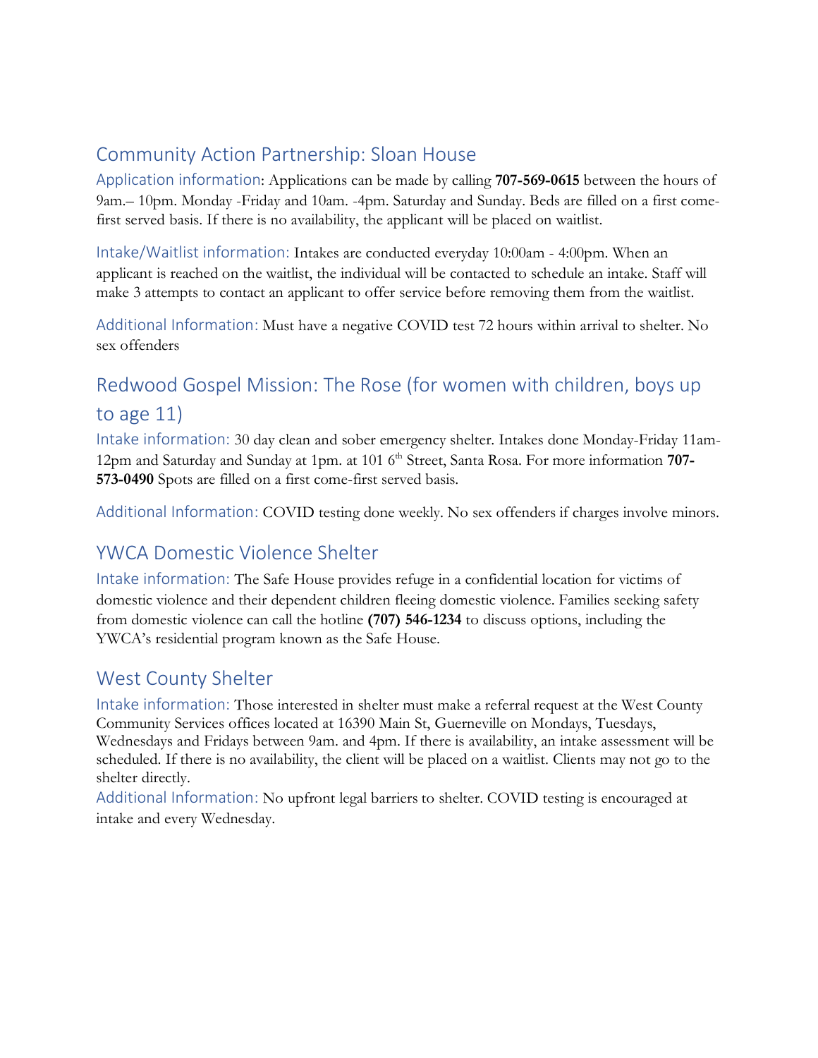## Community Action Partnership: Sloan House

Application information: Applications can be made by calling **707-569-0615** between the hours of 9am.– 10pm. Monday -Friday and 10am. -4pm. Saturday and Sunday. Beds are filled on a first come-first served basis. If there is no availability, the applicant will be placed on waitlist.

Intake/Waitlist information: Intakes are conducted everyday 10:00am - 4:00pm. When an applicant is reached on the waitlist, the individual will be contacted to schedule an intake. Staff will make 3 attempts to contact an applicant to offer service before removing them from the waitlist.

Additional Information: Must have a negative COVID test 72 hours within arrival to shelter. No sex offenders

## Redwood Gospel Mission: The Rose (for women with children, boys up to age 11)

Intake information: 30 day clean and sober emergency shelter. Intakes done Monday-Friday 11am-12pm and Saturday and Sunday at 1pm. at 101 6th Street, Santa Rosa. For more information **707-573-0490** Spots are filled on a first come-first served basis.

Additional Information: COVID testing done weekly. No sex offenders if charges involve minors.

## YWCA Domestic Violence Shelter

Intake information: The Safe House provides refuge in a confidential location for victims of domestic violence and their dependent children fleeing domestic violence. Families seeking safety from domestic violence can call the hotline **(707) 546-1234** to discuss options, including the YWCA's residential program known as the Safe House.

## West County Shelter

Intake information: Those interested in shelter must make a referral request at the West County Community Services offices located at 16390 Main St, Guerneville on Mondays, Tuesdays, Wednesdays and Fridays between 9am. and 4pm. If there is availability, an intake assessment will be scheduled. If there is no availability, the client will be placed on a waitlist. Clients may not go to the shelter directly.

Additional Information: No upfront legal barriers to shelter. COVID testing is encouraged at intake and every Wednesday.